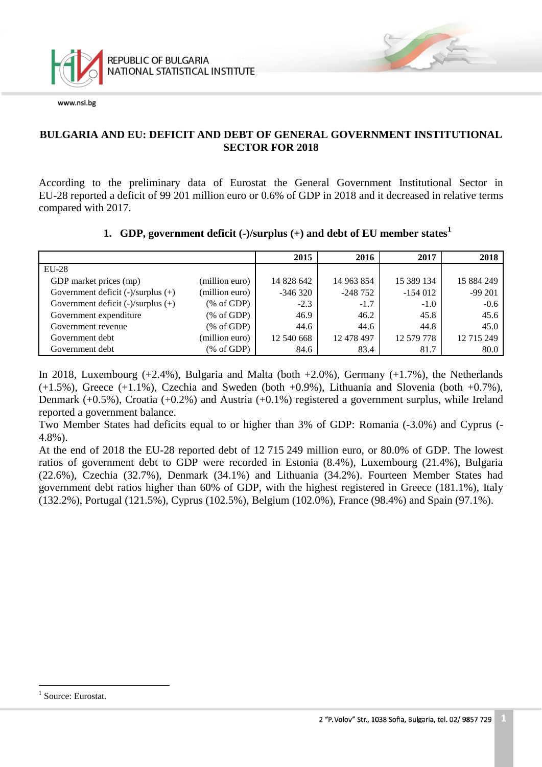# BULGARIA AND EU: DEFICIT AND DEBT OF GENERAL GOVERNMENT INSTITUTIONAL SECTOR FOR 2018

According to the preliminary data of Eurostat the General Government Institutional Sector in EU-28 reported a deficit of 99 201 million euro or 0.6% of GDP in 2018 and it decreased in relative terms compared with 2017.

### 1. GDP, government deficit (-)/surplus (+) and debt of EU member states[1]

| | | 2015 | 2016 | 2017 | 2018 |
|---|---|---|---|---|---|
| EU-28 | | | | | |
| GDP market prices (mp) | (million euro) | 14 828 642 | 14 963 854 | 15 389 134 | 15 884 249 |
| Government deficit (-)/surplus (+) | (million euro) | -346 320 | -248 752 | -154 012 | -99 201 |
| Government deficit (-)/surplus (+) | (% of GDP) | -2.3 | -1.7 | -1.0 | -0.6 |
| Government expenditure | (% of GDP) | 46.9 | 46.2 | 45.8 | 45.6 |
| Government revenue | (% of GDP) | 44.6 | 44.6 | 44.8 | 45.0 |
| Government debt | (million euro) | 12 540 668 | 12 478 497 | 12 579 778 | 12 715 249 |
| Government debt | (% of GDP) | 84.6 | 83.4 | 81.7 | 80.0 |

In 2018, Luxembourg (+2.4%), Bulgaria and Malta (both +2.0%), Germany (+1.7%), the Netherlands (+1.5%), Greece (+1.1%), Czechia and Sweden (both +0.9%), Lithuania and Slovenia (both +0.7%), Denmark (+0.5%), Croatia (+0.2%) and Austria (+0.1%) registered a government surplus, while Ireland reported a government balance.

Two Member States had deficits equal to or higher than 3% of GDP: Romania (-3.0%) and Cyprus (-4.8%).

At the end of 2018 the EU-28 reported debt of 12 715 249 million euro, or 80.0% of GDP. The lowest ratios of government debt to GDP were recorded in Estonia (8.4%), Luxembourg (21.4%), Bulgaria (22.6%), Czechia (32.7%), Denmark (34.1%) and Lithuania (34.2%). Fourteen Member States had government debt ratios higher than 60% of GDP, with the highest registered in Greece (181.1%), Italy (132.2%), Portugal (121.5%), Cyprus (102.5%), Belgium (102.0%), France (98.4%) and Spain (97.1%).

---

[1] Source: Eurostat.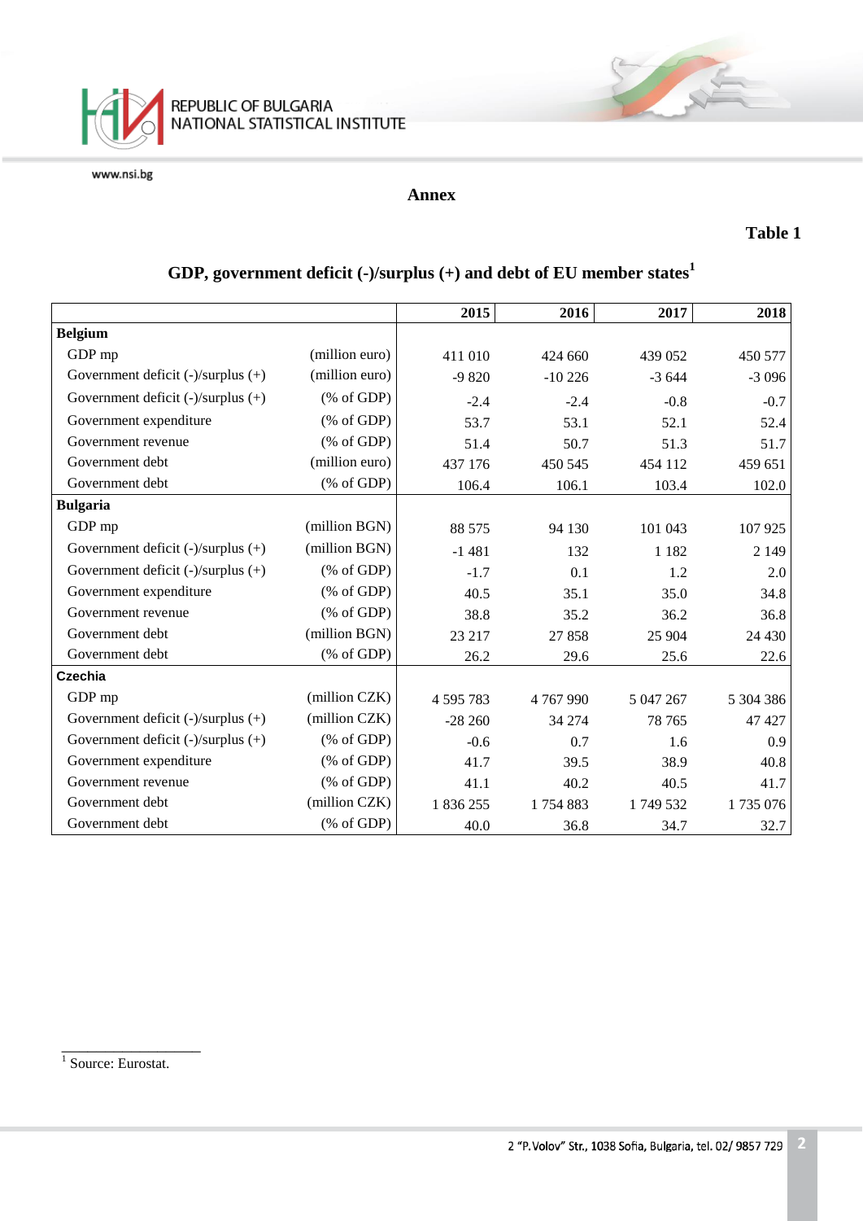## Annex

**Table 1**

### GDP, government deficit (-)/surplus (+) and debt of EU member states[1]

| | | 2015 | 2016 | 2017 | 2018 |
|---|---|---|---|---|---|
| **Belgium** | | | | | |
| GDP mp | (million euro) | 411 010 | 424 660 | 439 052 | 450 577 |
| Government deficit (-)/surplus (+) | (million euro) | -9 820 | -10 226 | -3 644 | -3 096 |
| Government deficit (-)/surplus (+) | (% of GDP) | -2.4 | -2.4 | -0.8 | -0.7 |
| Government expenditure | (% of GDP) | 53.7 | 53.1 | 52.1 | 52.4 |
| Government revenue | (% of GDP) | 51.4 | 50.7 | 51.3 | 51.7 |
| Government debt | (million euro) | 437 176 | 450 545 | 454 112 | 459 651 |
| Government debt | (% of GDP) | 106.4 | 106.1 | 103.4 | 102.0 |
| **Bulgaria** | | | | | |
| GDP mp | (million BGN) | 88 575 | 94 130 | 101 043 | 107 925 |
| Government deficit (-)/surplus (+) | (million BGN) | -1 481 | 132 | 1 182 | 2 149 |
| Government deficit (-)/surplus (+) | (% of GDP) | -1.7 | 0.1 | 1.2 | 2.0 |
| Government expenditure | (% of GDP) | 40.5 | 35.1 | 35.0 | 34.8 |
| Government revenue | (% of GDP) | 38.8 | 35.2 | 36.2 | 36.8 |
| Government debt | (million BGN) | 23 217 | 27 858 | 25 904 | 24 430 |
| Government debt | (% of GDP) | 26.2 | 29.6 | 25.6 | 22.6 |
| **Czechia** | | | | | |
| GDP mp | (million CZK) | 4 595 783 | 4 767 990 | 5 047 267 | 5 304 386 |
| Government deficit (-)/surplus (+) | (million CZK) | -28 260 | 34 274 | 78 765 | 47 427 |
| Government deficit (-)/surplus (+) | (% of GDP) | -0.6 | 0.7 | 1.6 | 0.9 |
| Government expenditure | (% of GDP) | 41.7 | 39.5 | 38.9 | 40.8 |
| Government revenue | (% of GDP) | 41.1 | 40.2 | 40.5 | 41.7 |
| Government debt | (million CZK) | 1 836 255 | 1 754 883 | 1 749 532 | 1 735 076 |
| Government debt | (% of GDP) | 40.0 | 36.8 | 34.7 | 32.7 |

[1] Source: Eurostat.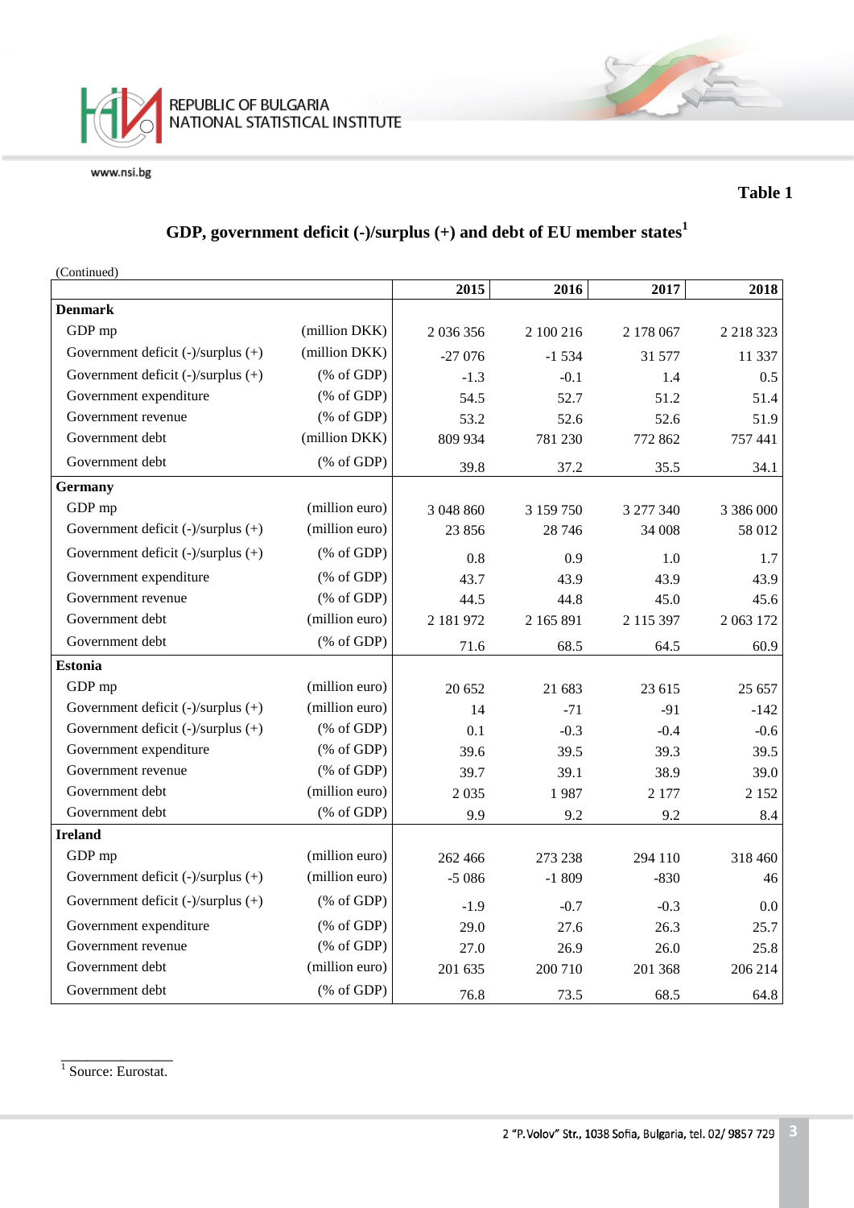**Table 1**

## GDP, government deficit (-)/surplus (+) and debt of EU member states[1]

(Continued)

| | | 2015 | 2016 | 2017 | 2018 |
|---|---|---|---|---|---|
| **Denmark** | | | | | |
| GDP mp | (million DKK) | 2 036 356 | 2 100 216 | 2 178 067 | 2 218 323 |
| Government deficit (-)/surplus (+) | (million DKK) | -27 076 | -1 534 | 31 577 | 11 337 |
| Government deficit (-)/surplus (+) | (% of GDP) | -1.3 | -0.1 | 1.4 | 0.5 |
| Government expenditure | (% of GDP) | 54.5 | 52.7 | 51.2 | 51.4 |
| Government revenue | (% of GDP) | 53.2 | 52.6 | 52.6 | 51.9 |
| Government debt | (million DKK) | 809 934 | 781 230 | 772 862 | 757 441 |
| Government debt | (% of GDP) | 39.8 | 37.2 | 35.5 | 34.1 |
| **Germany** | | | | | |
| GDP mp | (million euro) | 3 048 860 | 3 159 750 | 3 277 340 | 3 386 000 |
| Government deficit (-)/surplus (+) | (million euro) | 23 856 | 28 746 | 34 008 | 58 012 |
| Government deficit (-)/surplus (+) | (% of GDP) | 0.8 | 0.9 | 1.0 | 1.7 |
| Government expenditure | (% of GDP) | 43.7 | 43.9 | 43.9 | 43.9 |
| Government revenue | (% of GDP) | 44.5 | 44.8 | 45.0 | 45.6 |
| Government debt | (million euro) | 2 181 972 | 2 165 891 | 2 115 397 | 2 063 172 |
| Government debt | (% of GDP) | 71.6 | 68.5 | 64.5 | 60.9 |
| **Estonia** | | | | | |
| GDP mp | (million euro) | 20 652 | 21 683 | 23 615 | 25 657 |
| Government deficit (-)/surplus (+) | (million euro) | 14 | -71 | -91 | -142 |
| Government deficit (-)/surplus (+) | (% of GDP) | 0.1 | -0.3 | -0.4 | -0.6 |
| Government expenditure | (% of GDP) | 39.6 | 39.5 | 39.3 | 39.5 |
| Government revenue | (% of GDP) | 39.7 | 39.1 | 38.9 | 39.0 |
| Government debt | (million euro) | 2 035 | 1 987 | 2 177 | 2 152 |
| Government debt | (% of GDP) | 9.9 | 9.2 | 9.2 | 8.4 |
| **Ireland** | | | | | |
| GDP mp | (million euro) | 262 466 | 273 238 | 294 110 | 318 460 |
| Government deficit (-)/surplus (+) | (million euro) | -5 086 | -1 809 | -830 | 46 |
| Government deficit (-)/surplus (+) | (% of GDP) | -1.9 | -0.7 | -0.3 | 0.0 |
| Government expenditure | (% of GDP) | 29.0 | 27.6 | 26.3 | 25.7 |
| Government revenue | (% of GDP) | 27.0 | 26.9 | 26.0 | 25.8 |
| Government debt | (million euro) | 201 635 | 200 710 | 201 368 | 206 214 |
| Government debt | (% of GDP) | 76.8 | 73.5 | 68.5 | 64.8 |

[1] Source: Eurostat.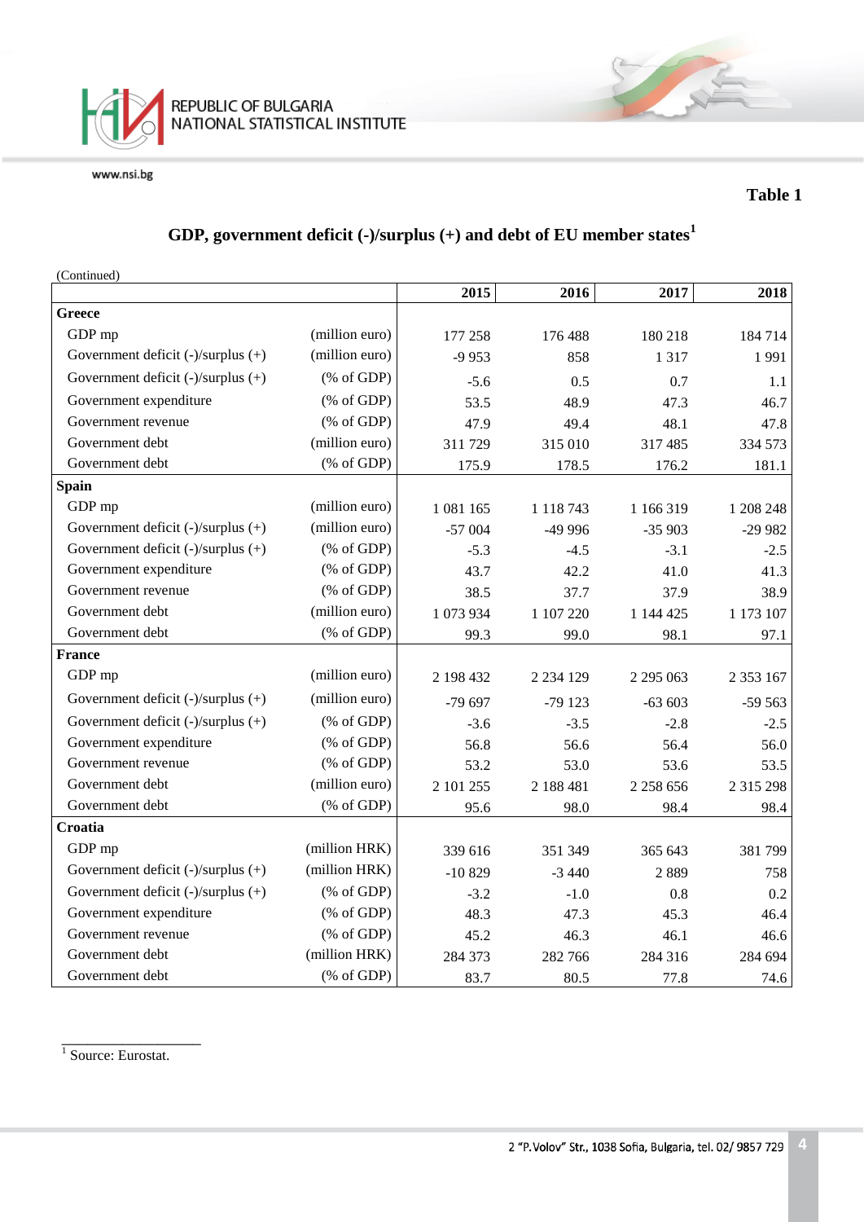**Table 1**

## GDP, government deficit (-)/surplus (+) and debt of EU member states[1]

(Continued)

| | | 2015 | 2016 | 2017 | 2018 |
|---|---|---|---|---|---|
| **Greece** | | | | | |
| GDP mp | (million euro) | 177 258 | 176 488 | 180 218 | 184 714 |
| Government deficit (-)/surplus (+) | (million euro) | -9 953 | 858 | 1 317 | 1 991 |
| Government deficit (-)/surplus (+) | (% of GDP) | -5.6 | 0.5 | 0.7 | 1.1 |
| Government expenditure | (% of GDP) | 53.5 | 48.9 | 47.3 | 46.7 |
| Government revenue | (% of GDP) | 47.9 | 49.4 | 48.1 | 47.8 |
| Government debt | (million euro) | 311 729 | 315 010 | 317 485 | 334 573 |
| Government debt | (% of GDP) | 175.9 | 178.5 | 176.2 | 181.1 |
| **Spain** | | | | | |
| GDP mp | (million euro) | 1 081 165 | 1 118 743 | 1 166 319 | 1 208 248 |
| Government deficit (-)/surplus (+) | (million euro) | -57 004 | -49 996 | -35 903 | -29 982 |
| Government deficit (-)/surplus (+) | (% of GDP) | -5.3 | -4.5 | -3.1 | -2.5 |
| Government expenditure | (% of GDP) | 43.7 | 42.2 | 41.0 | 41.3 |
| Government revenue | (% of GDP) | 38.5 | 37.7 | 37.9 | 38.9 |
| Government debt | (million euro) | 1 073 934 | 1 107 220 | 1 144 425 | 1 173 107 |
| Government debt | (% of GDP) | 99.3 | 99.0 | 98.1 | 97.1 |
| **France** | | | | | |
| GDP mp | (million euro) | 2 198 432 | 2 234 129 | 2 295 063 | 2 353 167 |
| Government deficit (-)/surplus (+) | (million euro) | -79 697 | -79 123 | -63 603 | -59 563 |
| Government deficit (-)/surplus (+) | (% of GDP) | -3.6 | -3.5 | -2.8 | -2.5 |
| Government expenditure | (% of GDP) | 56.8 | 56.6 | 56.4 | 56.0 |
| Government revenue | (% of GDP) | 53.2 | 53.0 | 53.6 | 53.5 |
| Government debt | (million euro) | 2 101 255 | 2 188 481 | 2 258 656 | 2 315 298 |
| Government debt | (% of GDP) | 95.6 | 98.0 | 98.4 | 98.4 |
| **Croatia** | | | | | |
| GDP mp | (million HRK) | 339 616 | 351 349 | 365 643 | 381 799 |
| Government deficit (-)/surplus (+) | (million HRK) | -10 829 | -3 440 | 2 889 | 758 |
| Government deficit (-)/surplus (+) | (% of GDP) | -3.2 | -1.0 | 0.8 | 0.2 |
| Government expenditure | (% of GDP) | 48.3 | 47.3 | 45.3 | 46.4 |
| Government revenue | (% of GDP) | 45.2 | 46.3 | 46.1 | 46.6 |
| Government debt | (million HRK) | 284 373 | 282 766 | 284 316 | 284 694 |
| Government debt | (% of GDP) | 83.7 | 80.5 | 77.8 | 74.6 |

[1] Source: Eurostat.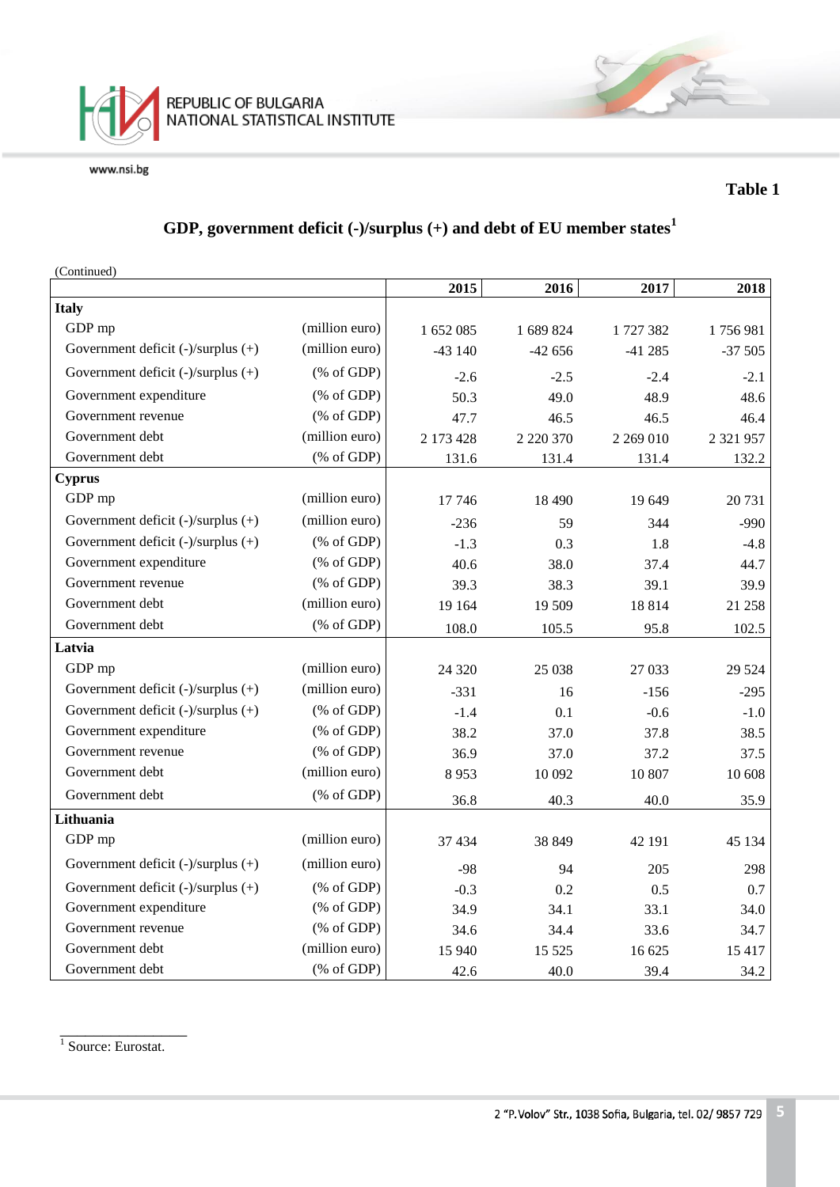**Table 1**

## GDP, government deficit (-)/surplus (+) and debt of EU member states[1]

(Continued)

| | | 2015 | 2016 | 2017 | 2018 |
|---|---|---|---|---|---|
| **Italy** | | | | | |
| GDP mp | (million euro) | 1 652 085 | 1 689 824 | 1 727 382 | 1 756 981 |
| Government deficit (-)/surplus (+) | (million euro) | -43 140 | -42 656 | -41 285 | -37 505 |
| Government deficit (-)/surplus (+) | (% of GDP) | -2.6 | -2.5 | -2.4 | -2.1 |
| Government expenditure | (% of GDP) | 50.3 | 49.0 | 48.9 | 48.6 |
| Government revenue | (% of GDP) | 47.7 | 46.5 | 46.5 | 46.4 |
| Government debt | (million euro) | 2 173 428 | 2 220 370 | 2 269 010 | 2 321 957 |
| Government debt | (% of GDP) | 131.6 | 131.4 | 131.4 | 132.2 |
| **Cyprus** | | | | | |
| GDP mp | (million euro) | 17 746 | 18 490 | 19 649 | 20 731 |
| Government deficit (-)/surplus (+) | (million euro) | -236 | 59 | 344 | -990 |
| Government deficit (-)/surplus (+) | (% of GDP) | -1.3 | 0.3 | 1.8 | -4.8 |
| Government expenditure | (% of GDP) | 40.6 | 38.0 | 37.4 | 44.7 |
| Government revenue | (% of GDP) | 39.3 | 38.3 | 39.1 | 39.9 |
| Government debt | (million euro) | 19 164 | 19 509 | 18 814 | 21 258 |
| Government debt | (% of GDP) | 108.0 | 105.5 | 95.8 | 102.5 |
| **Latvia** | | | | | |
| GDP mp | (million euro) | 24 320 | 25 038 | 27 033 | 29 524 |
| Government deficit (-)/surplus (+) | (million euro) | -331 | 16 | -156 | -295 |
| Government deficit (-)/surplus (+) | (% of GDP) | -1.4 | 0.1 | -0.6 | -1.0 |
| Government expenditure | (% of GDP) | 38.2 | 37.0 | 37.8 | 38.5 |
| Government revenue | (% of GDP) | 36.9 | 37.0 | 37.2 | 37.5 |
| Government debt | (million euro) | 8 953 | 10 092 | 10 807 | 10 608 |
| Government debt | (% of GDP) | 36.8 | 40.3 | 40.0 | 35.9 |
| **Lithuania** | | | | | |
| GDP mp | (million euro) | 37 434 | 38 849 | 42 191 | 45 134 |
| Government deficit (-)/surplus (+) | (million euro) | -98 | 94 | 205 | 298 |
| Government deficit (-)/surplus (+) | (% of GDP) | -0.3 | 0.2 | 0.5 | 0.7 |
| Government expenditure | (% of GDP) | 34.9 | 34.1 | 33.1 | 34.0 |
| Government revenue | (% of GDP) | 34.6 | 34.4 | 33.6 | 34.7 |
| Government debt | (million euro) | 15 940 | 15 525 | 16 625 | 15 417 |
| Government debt | (% of GDP) | 42.6 | 40.0 | 39.4 | 34.2 |

[1] Source: Eurostat.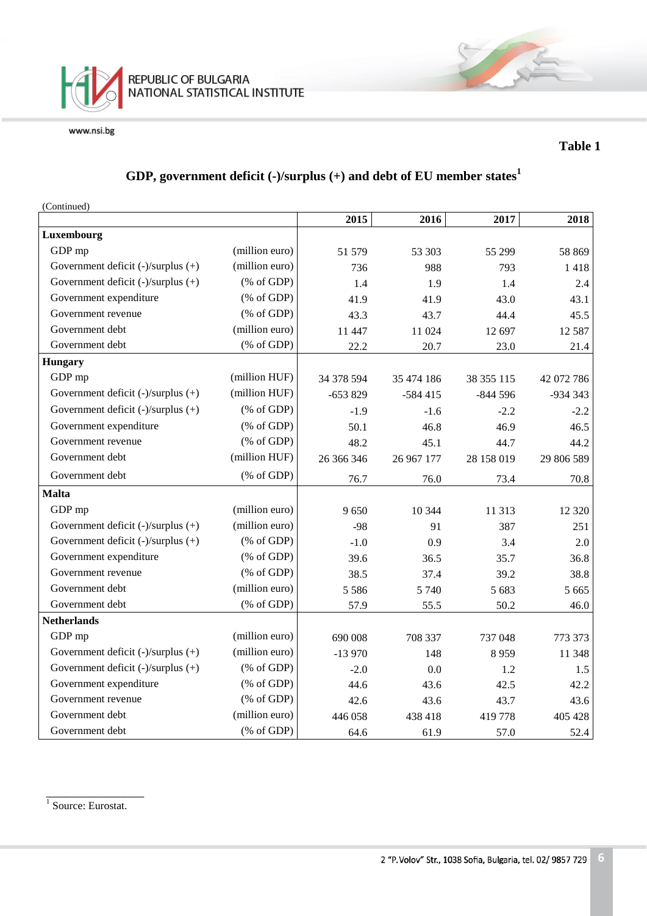**Table 1**

## GDP, government deficit (-)/surplus (+) and debt of EU member states[1]

(Continued)

| | | 2015 | 2016 | 2017 | 2018 |
|---|---|---|---|---|---|
| **Luxembourg** | | | | | |
| GDP mp | (million euro) | 51 579 | 53 303 | 55 299 | 58 869 |
| Government deficit (-)/surplus (+) | (million euro) | 736 | 988 | 793 | 1 418 |
| Government deficit (-)/surplus (+) | (% of GDP) | 1.4 | 1.9 | 1.4 | 2.4 |
| Government expenditure | (% of GDP) | 41.9 | 41.9 | 43.0 | 43.1 |
| Government revenue | (% of GDP) | 43.3 | 43.7 | 44.4 | 45.5 |
| Government debt | (million euro) | 11 447 | 11 024 | 12 697 | 12 587 |
| Government debt | (% of GDP) | 22.2 | 20.7 | 23.0 | 21.4 |
| **Hungary** | | | | | |
| GDP mp | (million HUF) | 34 378 594 | 35 474 186 | 38 355 115 | 42 072 786 |
| Government deficit (-)/surplus (+) | (million HUF) | -653 829 | -584 415 | -844 596 | -934 343 |
| Government deficit (-)/surplus (+) | (% of GDP) | -1.9 | -1.6 | -2.2 | -2.2 |
| Government expenditure | (% of GDP) | 50.1 | 46.8 | 46.9 | 46.5 |
| Government revenue | (% of GDP) | 48.2 | 45.1 | 44.7 | 44.2 |
| Government debt | (million HUF) | 26 366 346 | 26 967 177 | 28 158 019 | 29 806 589 |
| Government debt | (% of GDP) | 76.7 | 76.0 | 73.4 | 70.8 |
| **Malta** | | | | | |
| GDP mp | (million euro) | 9 650 | 10 344 | 11 313 | 12 320 |
| Government deficit (-)/surplus (+) | (million euro) | -98 | 91 | 387 | 251 |
| Government deficit (-)/surplus (+) | (% of GDP) | -1.0 | 0.9 | 3.4 | 2.0 |
| Government expenditure | (% of GDP) | 39.6 | 36.5 | 35.7 | 36.8 |
| Government revenue | (% of GDP) | 38.5 | 37.4 | 39.2 | 38.8 |
| Government debt | (million euro) | 5 586 | 5 740 | 5 683 | 5 665 |
| Government debt | (% of GDP) | 57.9 | 55.5 | 50.2 | 46.0 |
| **Netherlands** | | | | | |
| GDP mp | (million euro) | 690 008 | 708 337 | 737 048 | 773 373 |
| Government deficit (-)/surplus (+) | (million euro) | -13 970 | 148 | 8 959 | 11 348 |
| Government deficit (-)/surplus (+) | (% of GDP) | -2.0 | 0.0 | 1.2 | 1.5 |
| Government expenditure | (% of GDP) | 44.6 | 43.6 | 42.5 | 42.2 |
| Government revenue | (% of GDP) | 42.6 | 43.6 | 43.7 | 43.6 |
| Government debt | (million euro) | 446 058 | 438 418 | 419 778 | 405 428 |
| Government debt | (% of GDP) | 64.6 | 61.9 | 57.0 | 52.4 |

[1] Source: Eurostat.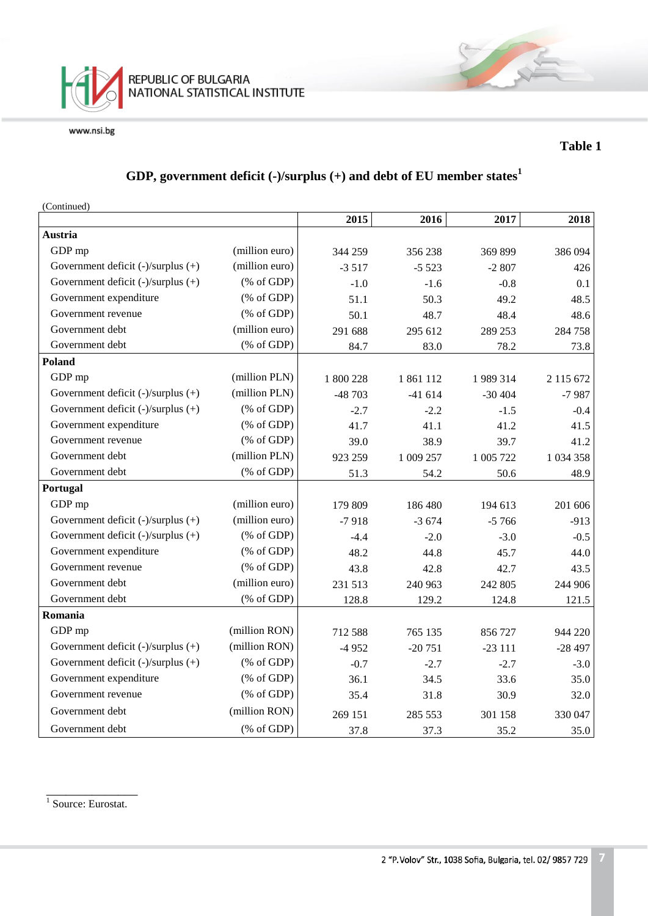**Table 1**

## GDP, government deficit (-)/surplus (+) and debt of EU member states[1]

(Continued)

| | | 2015 | 2016 | 2017 | 2018 |
|---|---|---|---|---|---|
| **Austria** | | | | | |
| GDP mp | (million euro) | 344 259 | 356 238 | 369 899 | 386 094 |
| Government deficit (-)/surplus (+) | (million euro) | -3 517 | -5 523 | -2 807 | 426 |
| Government deficit (-)/surplus (+) | (% of GDP) | -1.0 | -1.6 | -0.8 | 0.1 |
| Government expenditure | (% of GDP) | 51.1 | 50.3 | 49.2 | 48.5 |
| Government revenue | (% of GDP) | 50.1 | 48.7 | 48.4 | 48.6 |
| Government debt | (million euro) | 291 688 | 295 612 | 289 253 | 284 758 |
| Government debt | (% of GDP) | 84.7 | 83.0 | 78.2 | 73.8 |
| **Poland** | | | | | |
| GDP mp | (million PLN) | 1 800 228 | 1 861 112 | 1 989 314 | 2 115 672 |
| Government deficit (-)/surplus (+) | (million PLN) | -48 703 | -41 614 | -30 404 | -7 987 |
| Government deficit (-)/surplus (+) | (% of GDP) | -2.7 | -2.2 | -1.5 | -0.4 |
| Government expenditure | (% of GDP) | 41.7 | 41.1 | 41.2 | 41.5 |
| Government revenue | (% of GDP) | 39.0 | 38.9 | 39.7 | 41.2 |
| Government debt | (million PLN) | 923 259 | 1 009 257 | 1 005 722 | 1 034 358 |
| Government debt | (% of GDP) | 51.3 | 54.2 | 50.6 | 48.9 |
| **Portugal** | | | | | |
| GDP mp | (million euro) | 179 809 | 186 480 | 194 613 | 201 606 |
| Government deficit (-)/surplus (+) | (million euro) | -7 918 | -3 674 | -5 766 | -913 |
| Government deficit (-)/surplus (+) | (% of GDP) | -4.4 | -2.0 | -3.0 | -0.5 |
| Government expenditure | (% of GDP) | 48.2 | 44.8 | 45.7 | 44.0 |
| Government revenue | (% of GDP) | 43.8 | 42.8 | 42.7 | 43.5 |
| Government debt | (million euro) | 231 513 | 240 963 | 242 805 | 244 906 |
| Government debt | (% of GDP) | 128.8 | 129.2 | 124.8 | 121.5 |
| **Romania** | | | | | |
| GDP mp | (million RON) | 712 588 | 765 135 | 856 727 | 944 220 |
| Government deficit (-)/surplus (+) | (million RON) | -4 952 | -20 751 | -23 111 | -28 497 |
| Government deficit (-)/surplus (+) | (% of GDP) | -0.7 | -2.7 | -2.7 | -3.0 |
| Government expenditure | (% of GDP) | 36.1 | 34.5 | 33.6 | 35.0 |
| Government revenue | (% of GDP) | 35.4 | 31.8 | 30.9 | 32.0 |
| Government debt | (million RON) | 269 151 | 285 553 | 301 158 | 330 047 |
| Government debt | (% of GDP) | 37.8 | 37.3 | 35.2 | 35.0 |

[1] Source: Eurostat.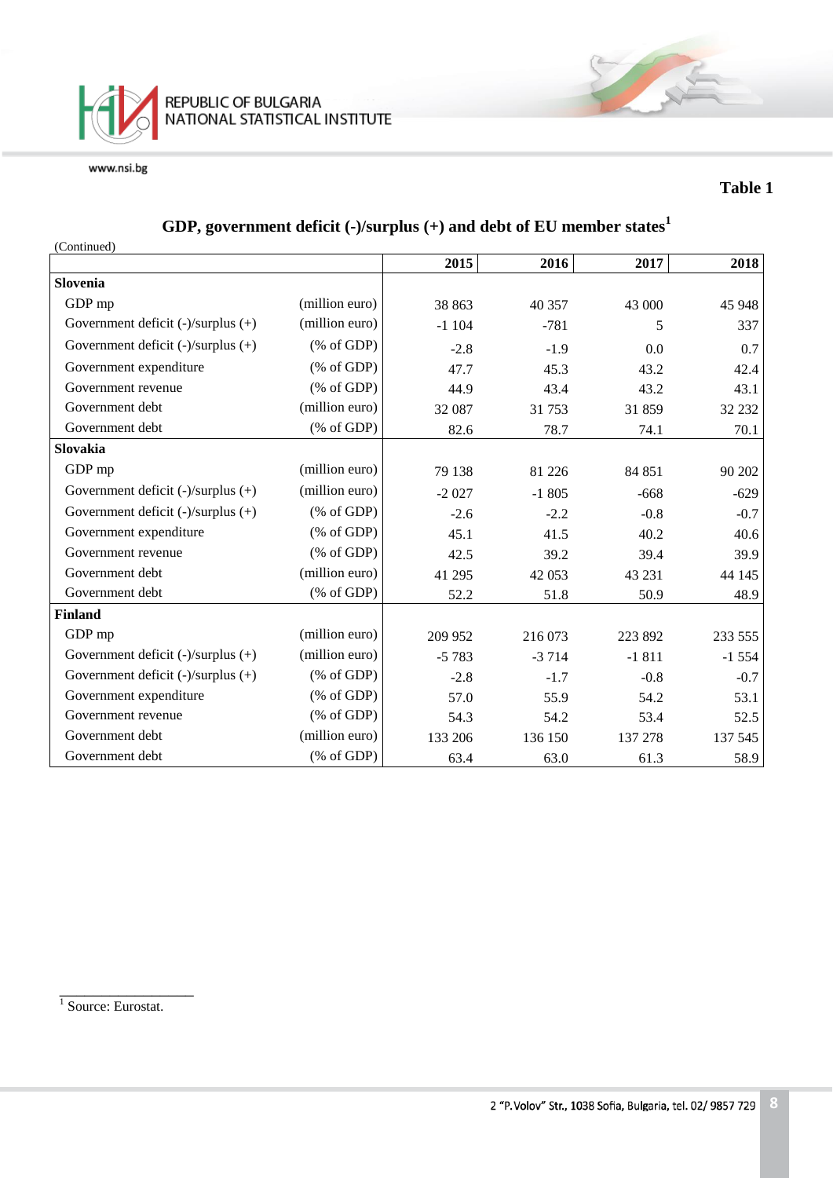**Table 1**

## GDP, government deficit (-)/surplus (+) and debt of EU member states[1]

(Continued)

| | | 2015 | 2016 | 2017 | 2018 |
|---|---|---|---|---|---|
| **Slovenia** | | | | | |
| GDP mp | (million euro) | 38 863 | 40 357 | 43 000 | 45 948 |
| Government deficit (-)/surplus (+) | (million euro) | -1 104 | -781 | 5 | 337 |
| Government deficit (-)/surplus (+) | (% of GDP) | -2.8 | -1.9 | 0.0 | 0.7 |
| Government expenditure | (% of GDP) | 47.7 | 45.3 | 43.2 | 42.4 |
| Government revenue | (% of GDP) | 44.9 | 43.4 | 43.2 | 43.1 |
| Government debt | (million euro) | 32 087 | 31 753 | 31 859 | 32 232 |
| Government debt | (% of GDP) | 82.6 | 78.7 | 74.1 | 70.1 |
| **Slovakia** | | | | | |
| GDP mp | (million euro) | 79 138 | 81 226 | 84 851 | 90 202 |
| Government deficit (-)/surplus (+) | (million euro) | -2 027 | -1 805 | -668 | -629 |
| Government deficit (-)/surplus (+) | (% of GDP) | -2.6 | -2.2 | -0.8 | -0.7 |
| Government expenditure | (% of GDP) | 45.1 | 41.5 | 40.2 | 40.6 |
| Government revenue | (% of GDP) | 42.5 | 39.2 | 39.4 | 39.9 |
| Government debt | (million euro) | 41 295 | 42 053 | 43 231 | 44 145 |
| Government debt | (% of GDP) | 52.2 | 51.8 | 50.9 | 48.9 |
| **Finland** | | | | | |
| GDP mp | (million euro) | 209 952 | 216 073 | 223 892 | 233 555 |
| Government deficit (-)/surplus (+) | (million euro) | -5 783 | -3 714 | -1 811 | -1 554 |
| Government deficit (-)/surplus (+) | (% of GDP) | -2.8 | -1.7 | -0.8 | -0.7 |
| Government expenditure | (% of GDP) | 57.0 | 55.9 | 54.2 | 53.1 |
| Government revenue | (% of GDP) | 54.3 | 54.2 | 53.4 | 52.5 |
| Government debt | (million euro) | 133 206 | 136 150 | 137 278 | 137 545 |
| Government debt | (% of GDP) | 63.4 | 63.0 | 61.3 | 58.9 |

[1] Source: Eurostat.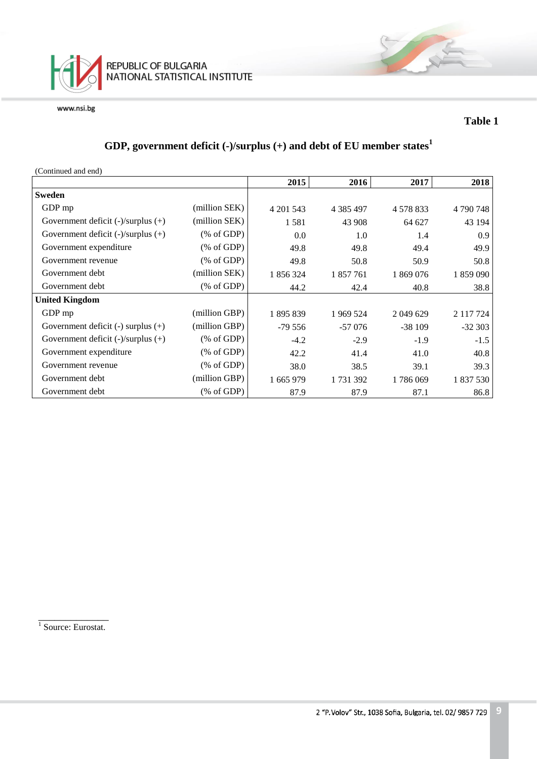**Table 1**

## GDP, government deficit (-)/surplus (+) and debt of EU member states[1]

(Continued and end)

| | | 2015 | 2016 | 2017 | 2018 |
|---|---|---|---|---|---|
| **Sweden** | | | | | |
| GDP mp | (million SEK) | 4 201 543 | 4 385 497 | 4 578 833 | 4 790 748 |
| Government deficit (-)/surplus (+) | (million SEK) | 1 581 | 43 908 | 64 627 | 43 194 |
| Government deficit (-)/surplus (+) | (% of GDP) | 0.0 | 1.0 | 1.4 | 0.9 |
| Government expenditure | (% of GDP) | 49.8 | 49.8 | 49.4 | 49.9 |
| Government revenue | (% of GDP) | 49.8 | 50.8 | 50.9 | 50.8 |
| Government debt | (million SEK) | 1 856 324 | 1 857 761 | 1 869 076 | 1 859 090 |
| Government debt | (% of GDP) | 44.2 | 42.4 | 40.8 | 38.8 |
| **United Kingdom** | | | | | |
| GDP mp | (million GBP) | 1 895 839 | 1 969 524 | 2 049 629 | 2 117 724 |
| Government deficit (-) surplus (+) | (million GBP) | -79 556 | -57 076 | -38 109 | -32 303 |
| Government deficit (-)/surplus (+) | (% of GDP) | -4.2 | -2.9 | -1.9 | -1.5 |
| Government expenditure | (% of GDP) | 42.2 | 41.4 | 41.0 | 40.8 |
| Government revenue | (% of GDP) | 38.0 | 38.5 | 39.1 | 39.3 |
| Government debt | (million GBP) | 1 665 979 | 1 731 392 | 1 786 069 | 1 837 530 |
| Government debt | (% of GDP) | 87.9 | 87.9 | 87.1 | 86.8 |

---

[1] Source: Eurostat.